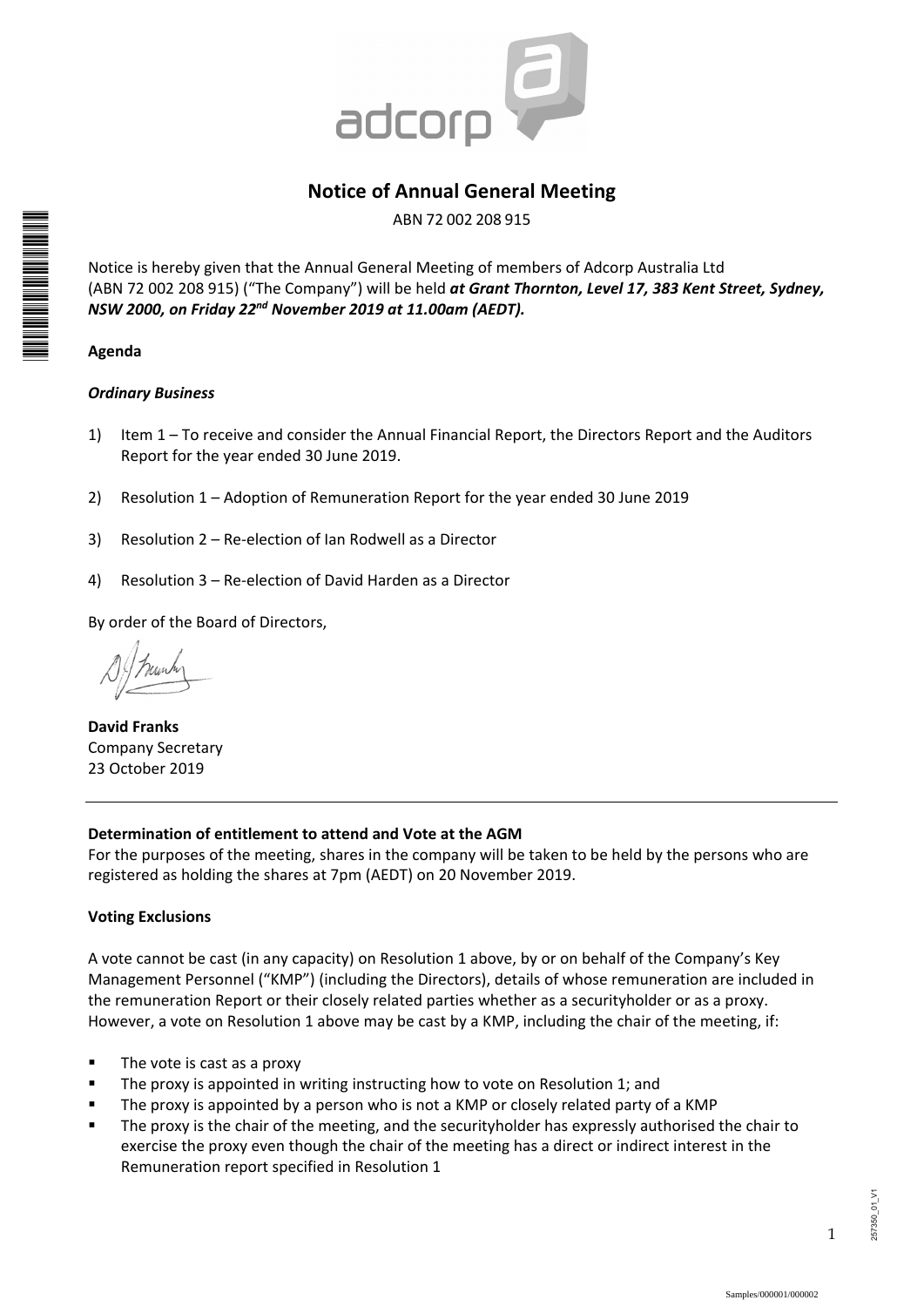# Notice of Annual General Meeting

ABN 72 002 208 915

Notice is hereby given that the Annual General Meeting of members of Adcorp Australia Ltd (ABN 72 002 208 915) ("The Company") will be held ***at Grant Thornton, Level 17, 383 Kent Street, Sydney, NSW 2000, on Friday 22nd November 2019 at 11.00am (AEDT).***

**Agenda**

***Ordinary Business***

1) Item 1 – To receive and consider the Annual Financial Report, the Directors Report and the Auditors Report for the year ended 30 June 2019.

2) Resolution 1 – Adoption of Remuneration Report for the year ended 30 June 2019

3) Resolution 2 – Re-election of Ian Rodwell as a Director

4) Resolution 3 – Re-election of David Harden as a Director

By order of the Board of Directors,

**David Franks**
Company Secretary
23 October 2019

---

**Determination of entitlement to attend and Vote at the AGM**

For the purposes of the meeting, shares in the company will be taken to be held by the persons who are registered as holding the shares at 7pm (AEDT) on 20 November 2019.

**Voting Exclusions**

A vote cannot be cast (in any capacity) on Resolution 1 above, by or on behalf of the Company's Key Management Personnel ("KMP") (including the Directors), details of whose remuneration are included in the remuneration Report or their closely related parties whether as a securityholder or as a proxy. However, a vote on Resolution 1 above may be cast by a KMP, including the chair of the meeting, if:

- The vote is cast as a proxy
- The proxy is appointed in writing instructing how to vote on Resolution 1; and
- The proxy is appointed by a person who is not a KMP or closely related party of a KMP
- The proxy is the chair of the meeting, and the securityholder has expressly authorised the chair to exercise the proxy even though the chair of the meeting has a direct or indirect interest in the Remuneration report specified in Resolution 1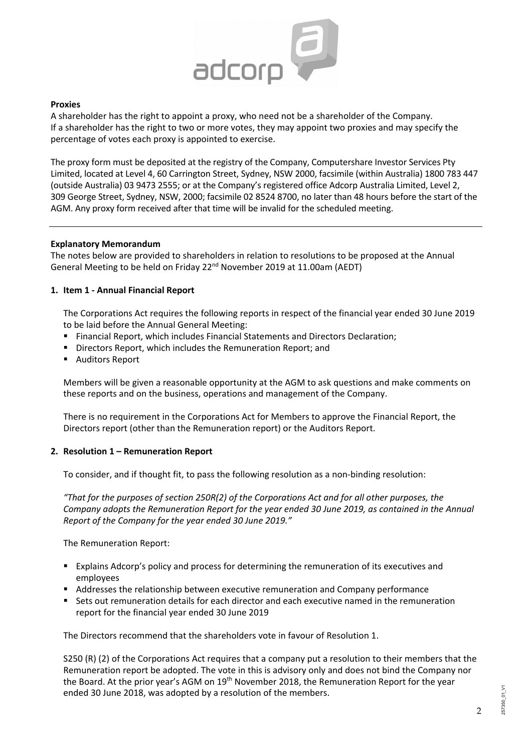**Proxies**

A shareholder has the right to appoint a proxy, who need not be a shareholder of the Company. If a shareholder has the right to two or more votes, they may appoint two proxies and may specify the percentage of votes each proxy is appointed to exercise.

The proxy form must be deposited at the registry of the Company, Computershare Investor Services Pty Limited, located at Level 4, 60 Carrington Street, Sydney, NSW 2000, facsimile (within Australia) 1800 783 447 (outside Australia) 03 9473 2555; or at the Company's registered office Adcorp Australia Limited, Level 2, 309 George Street, Sydney, NSW, 2000; facsimile 02 8524 8700, no later than 48 hours before the start of the AGM. Any proxy form received after that time will be invalid for the scheduled meeting.

---

**Explanatory Memorandum**

The notes below are provided to shareholders in relation to resolutions to be proposed at the Annual General Meeting to be held on Friday 22nd November 2019 at 11.00am (AEDT)

**1. Item 1 - Annual Financial Report**

The Corporations Act requires the following reports in respect of the financial year ended 30 June 2019 to be laid before the Annual General Meeting:

- Financial Report, which includes Financial Statements and Directors Declaration;
- Directors Report, which includes the Remuneration Report; and
- Auditors Report

Members will be given a reasonable opportunity at the AGM to ask questions and make comments on these reports and on the business, operations and management of the Company.

There is no requirement in the Corporations Act for Members to approve the Financial Report, the Directors report (other than the Remuneration report) or the Auditors Report.

**2. Resolution 1 – Remuneration Report**

To consider, and if thought fit, to pass the following resolution as a non-binding resolution:

*"That for the purposes of section 250R(2) of the Corporations Act and for all other purposes, the Company adopts the Remuneration Report for the year ended 30 June 2019, as contained in the Annual Report of the Company for the year ended 30 June 2019."*

The Remuneration Report:

- Explains Adcorp's policy and process for determining the remuneration of its executives and employees
- Addresses the relationship between executive remuneration and Company performance
- Sets out remuneration details for each director and each executive named in the remuneration report for the financial year ended 30 June 2019

The Directors recommend that the shareholders vote in favour of Resolution 1.

S250 (R) (2) of the Corporations Act requires that a company put a resolution to their members that the Remuneration report be adopted. The vote in this is advisory only and does not bind the Company nor the Board. At the prior year's AGM on 19th November 2018, the Remuneration Report for the year ended 30 June 2018, was adopted by a resolution of the members.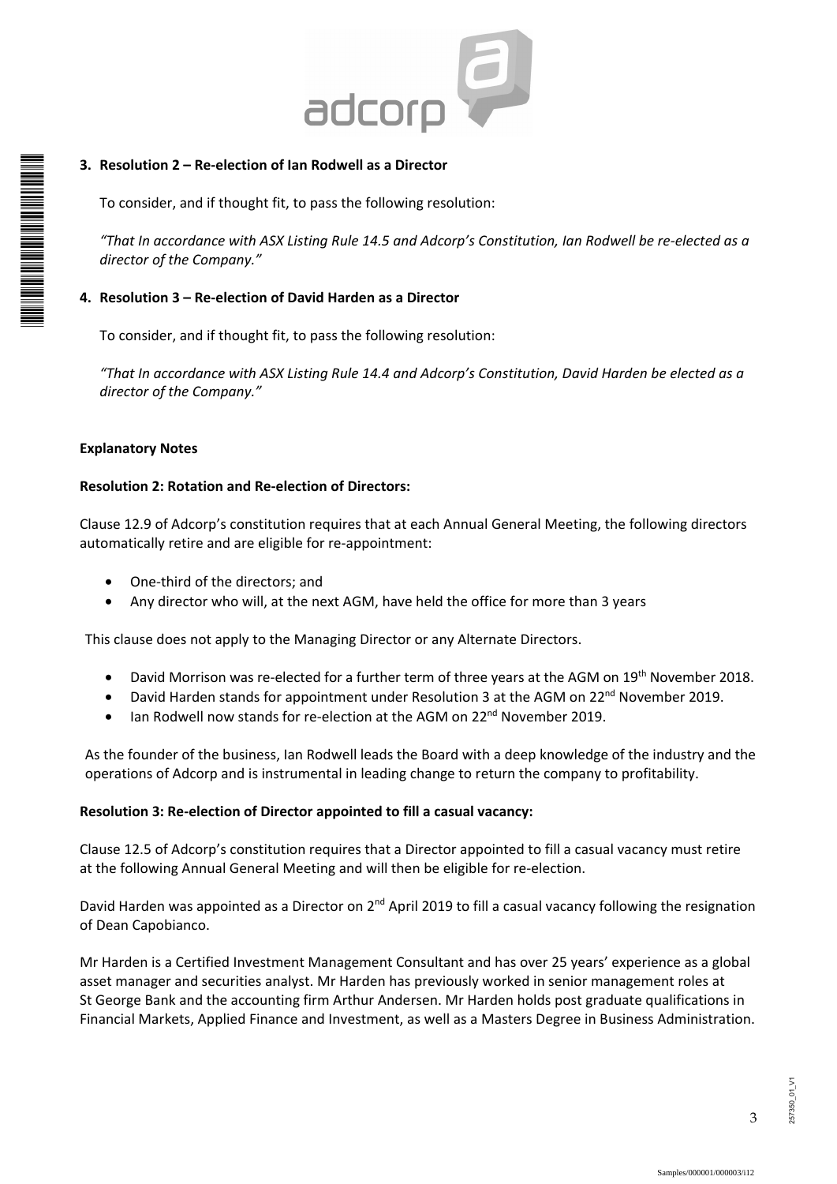**3. Resolution 2 – Re-election of Ian Rodwell as a Director**

To consider, and if thought fit, to pass the following resolution:

*"That In accordance with ASX Listing Rule 14.5 and Adcorp's Constitution, Ian Rodwell be re-elected as a director of the Company."*

**4. Resolution 3 – Re-election of David Harden as a Director**

To consider, and if thought fit, to pass the following resolution:

*"That In accordance with ASX Listing Rule 14.4 and Adcorp's Constitution, David Harden be elected as a director of the Company."*

**Explanatory Notes**

**Resolution 2: Rotation and Re-election of Directors:**

Clause 12.9 of Adcorp's constitution requires that at each Annual General Meeting, the following directors automatically retire and are eligible for re-appointment:

- One-third of the directors; and
- Any director who will, at the next AGM, have held the office for more than 3 years

This clause does not apply to the Managing Director or any Alternate Directors.

- David Morrison was re-elected for a further term of three years at the AGM on 19th November 2018.
- David Harden stands for appointment under Resolution 3 at the AGM on 22nd November 2019.
- Ian Rodwell now stands for re-election at the AGM on 22nd November 2019.

As the founder of the business, Ian Rodwell leads the Board with a deep knowledge of the industry and the operations of Adcorp and is instrumental in leading change to return the company to profitability.

**Resolution 3: Re-election of Director appointed to fill a casual vacancy:**

Clause 12.5 of Adcorp's constitution requires that a Director appointed to fill a casual vacancy must retire at the following Annual General Meeting and will then be eligible for re-election.

David Harden was appointed as a Director on 2nd April 2019 to fill a casual vacancy following the resignation of Dean Capobianco.

Mr Harden is a Certified Investment Management Consultant and has over 25 years' experience as a global asset manager and securities analyst. Mr Harden has previously worked in senior management roles at St George Bank and the accounting firm Arthur Andersen. Mr Harden holds post graduate qualifications in Financial Markets, Applied Finance and Investment, as well as a Masters Degree in Business Administration.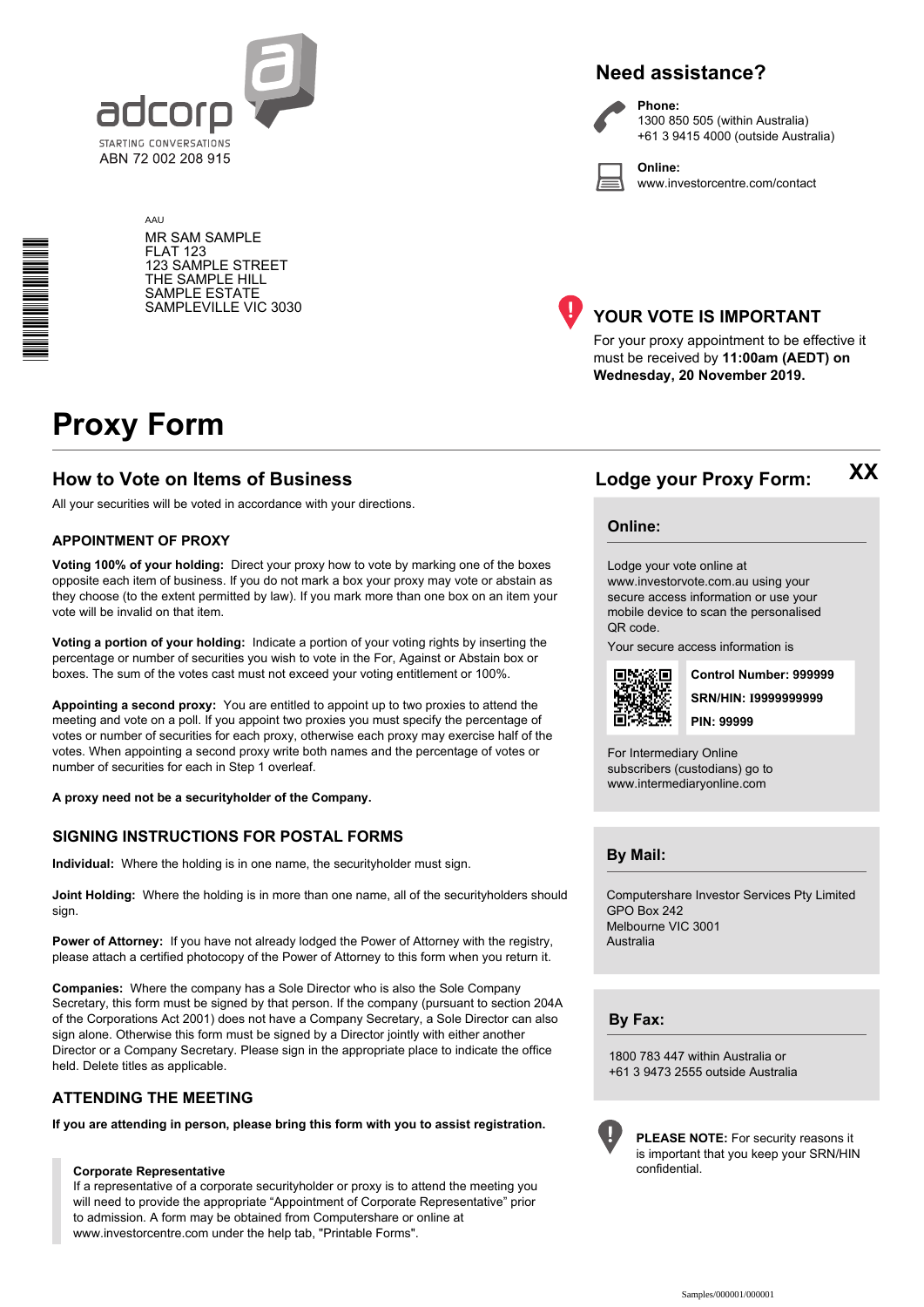adcorp

STARTING CONVERSATIONS

ABN 72 002 208 915

AAU

MR SAM SAMPLE
FLAT 123
123 SAMPLE STREET
THE SAMPLE HILL
SAMPLE ESTATE
SAMPLEVILLE VIC 3030

## Need assistance?

**Phone:**
1300 850 505 (within Australia)
+61 3 9415 4000 (outside Australia)

**Online:**
www.investorcentre.com/contact

## YOUR VOTE IS IMPORTANT

For your proxy appointment to be effective it must be received by **11:00am (AEDT) on Wednesday, 20 November 2019.**

# Proxy Form

## How to Vote on Items of Business

All your securities will be voted in accordance with your directions.

### APPOINTMENT OF PROXY

**Voting 100% of your holding:** Direct your proxy how to vote by marking one of the boxes opposite each item of business. If you do not mark a box your proxy may vote or abstain as they choose (to the extent permitted by law). If you mark more than one box on an item your vote will be invalid on that item.

**Voting a portion of your holding:** Indicate a portion of your voting rights by inserting the percentage or number of securities you wish to vote in the For, Against or Abstain box or boxes. The sum of the votes cast must not exceed your voting entitlement or 100%.

**Appointing a second proxy:** You are entitled to appoint up to two proxies to attend the meeting and vote on a poll. If you appoint two proxies you must specify the percentage of votes or number of securities for each proxy, otherwise each proxy may exercise half of the votes. When appointing a second proxy write both names and the percentage of votes or number of securities for each in Step 1 overleaf.

**A proxy need not be a securityholder of the Company.**

### SIGNING INSTRUCTIONS FOR POSTAL FORMS

**Individual:** Where the holding is in one name, the securityholder must sign.

**Joint Holding:** Where the holding is in more than one name, all of the securityholders should sign.

**Power of Attorney:** If you have not already lodged the Power of Attorney with the registry, please attach a certified photocopy of the Power of Attorney to this form when you return it.

**Companies:** Where the company has a Sole Director who is also the Sole Company Secretary, this form must be signed by that person. If the company (pursuant to section 204A of the Corporations Act 2001) does not have a Company Secretary, a Sole Director can also sign alone. Otherwise this form must be signed by a Director jointly with either another Director or a Company Secretary. Please sign in the appropriate place to indicate the office held. Delete titles as applicable.

### ATTENDING THE MEETING

**If you are attending in person, please bring this form with you to assist registration.**

**Corporate Representative**
If a representative of a corporate securityholder or proxy is to attend the meeting you will need to provide the appropriate "Appointment of Corporate Representative" prior to admission. A form may be obtained from Computershare or online at www.investorcentre.com under the help tab, "Printable Forms".

## Lodge your Proxy Form:

XX

### Online:

Lodge your vote online at www.investorvote.com.au using your secure access information or use your mobile device to scan the personalised QR code.

Your secure access information is

**Control Number: 999999**

**SRN/HIN: I9999999999**

**PIN: 99999**

For Intermediary Online subscribers (custodians) go to www.intermediaryonline.com

### By Mail:

Computershare Investor Services Pty Limited
GPO Box 242
Melbourne VIC 3001
Australia

### By Fax:

1800 783 447 within Australia or
+61 3 9473 2555 outside Australia

**PLEASE NOTE:** For security reasons it is important that you keep your SRN/HIN confidential.

Samples/000001/000001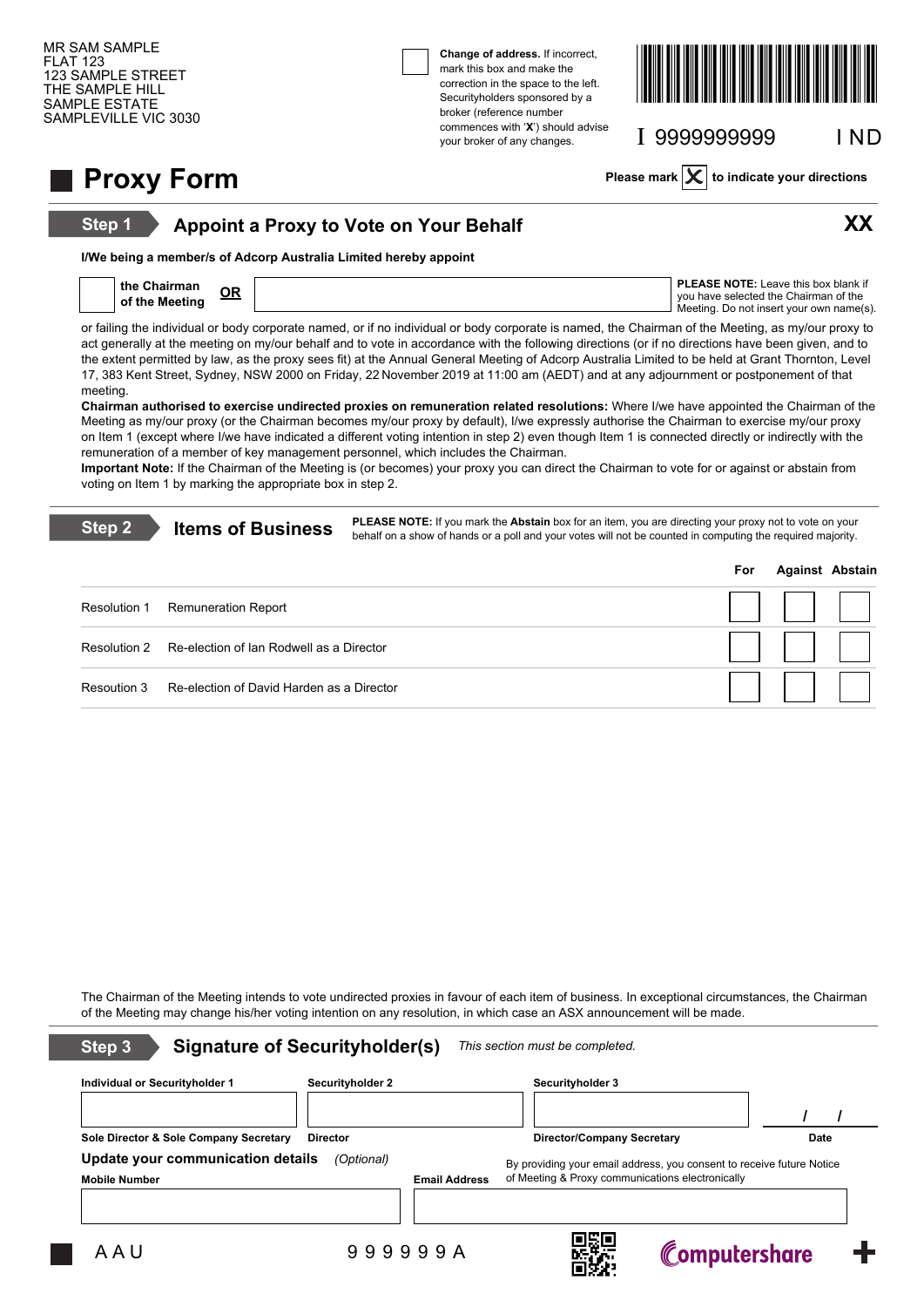MR SAM SAMPLE
FLAT 123
123 SAMPLE STREET
THE SAMPLE HILL
SAMPLE ESTATE
SAMPLEVILLE VIC 3030

☐ **Change of address.** If incorrect, mark this box and make the correction in the space to the left. Securityholders sponsored by a broker (reference number commences with '**X**') should advise your broker of any changes.

I 9999999999 I ND

# Proxy Form

**Please mark ☒ to indicate your directions**

## Step 1 Appoint a Proxy to Vote on Your Behalf

**XX**

**I/We being a member/s of Adcorp Australia Limited hereby appoint**

☐ **the Chairman of the Meeting** **OR** ________________

**PLEASE NOTE:** Leave this box blank if you have selected the Chairman of the Meeting. Do not insert your own name(s).

or failing the individual or body corporate named, or if no individual or body corporate is named, the Chairman of the Meeting, as my/our proxy to act generally at the meeting on my/our behalf and to vote in accordance with the following directions (or if no directions have been given, and to the extent permitted by law, as the proxy sees fit) at the Annual General Meeting of Adcorp Australia Limited to be held at Grant Thornton, Level 17, 383 Kent Street, Sydney, NSW 2000 on Friday, 22 November 2019 at 11:00 am (AEDT) and at any adjournment or postponement of that meeting.

**Chairman authorised to exercise undirected proxies on remuneration related resolutions:** Where I/we have appointed the Chairman of the Meeting as my/our proxy (or the Chairman becomes my/our proxy by default), I/we expressly authorise the Chairman to exercise my/our proxy on Item 1 (except where I/we have indicated a different voting intention in step 2) even though Item 1 is connected directly or indirectly with the remuneration of a member of key management personnel, which includes the Chairman.

**Important Note:** If the Chairman of the Meeting is (or becomes) your proxy you can direct the Chairman to vote for or against or abstain from voting on Item 1 by marking the appropriate box in step 2.

## Step 2 Items of Business

**PLEASE NOTE:** If you mark the **Abstain** box for an item, you are directing your proxy not to vote on your behalf on a show of hands or a poll and your votes will not be counted in computing the required majority.

| | | For | Against | Abstain |
|---|---|---|---|---|
| Resolution 1 | Remuneration Report | ☐ | ☐ | ☐ |
| Resolution 2 | Re-election of Ian Rodwell as a Director | ☐ | ☐ | ☐ |
| Resoution 3 | Re-election of David Harden as a Director | ☐ | ☐ | ☐ |

The Chairman of the Meeting intends to vote undirected proxies in favour of each item of business. In exceptional circumstances, the Chairman of the Meeting may change his/her voting intention on any resolution, in which case an ASX announcement will be made.

## Step 3 Signature of Securityholder(s)

*This section must be completed.*

| Individual or Securityholder 1 | Securityholder 2 | Securityholder 3 | |
|---|---|---|---|
| | | | / / |
| Sole Director & Sole Company Secretary | Director | Director/Company Secretary | Date |

**Update your communication details** *(Optional)*

**Mobile Number**

**Email Address**

By providing your email address, you consent to receive future Notice of Meeting & Proxy communications electronically

A A U 9 9 9 9 9 9 A

Computershare